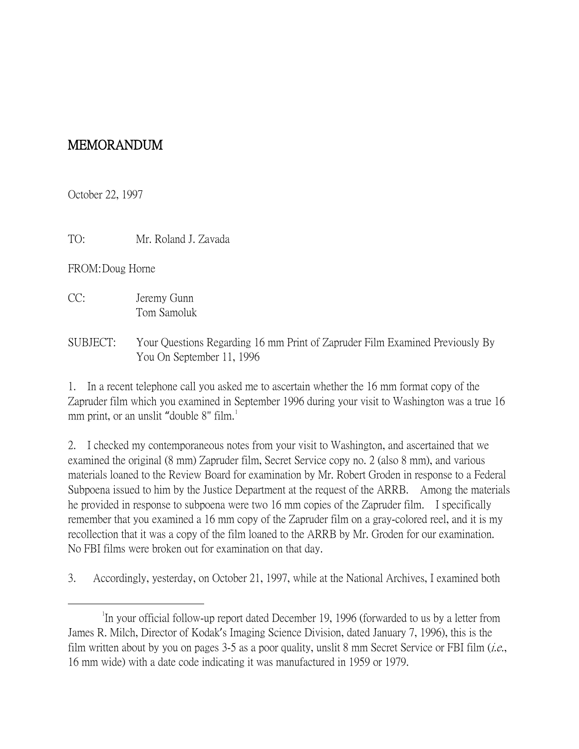# MEMORANDUM

October 22, 1997

TO: Mr. Roland J. Zavada

FROM: Doug Horne

CC: Jeremy Gunn
Tom Samoluk

SUBJECT: Your Questions Regarding 16 mm Print of Zapruder Film Examined Previously By You On September 11, 1996

1. In a recent telephone call you asked me to ascertain whether the 16 mm format copy of the Zapruder film which you examined in September 1996 during your visit to Washington was a true 16 mm print, or an unslit "double 8" film.[1]

2. I checked my contemporaneous notes from your visit to Washington, and ascertained that we examined the original (8 mm) Zapruder film, Secret Service copy no. 2 (also 8 mm), and various materials loaned to the Review Board for examination by Mr. Robert Groden in response to a Federal Subpoena issued to him by the Justice Department at the request of the ARRB. Among the materials he provided in response to subpoena were two 16 mm copies of the Zapruder film. I specifically remember that you examined a 16 mm copy of the Zapruder film on a gray-colored reel, and it is my recollection that it was a copy of the film loaned to the ARRB by Mr. Groden for our examination. No FBI films were broken out for examination on that day.

3. Accordingly, yesterday, on October 21, 1997, while at the National Archives, I examined both

---

[1] In your official follow-up report dated December 19, 1996 (forwarded to us by a letter from James R. Milch, Director of Kodak's Imaging Science Division, dated January 7, 1996), this is the film written about by you on pages 3-5 as a poor quality, unslit 8 mm Secret Service or FBI film (*i.e.*, 16 mm wide) with a date code indicating it was manufactured in 1959 or 1979.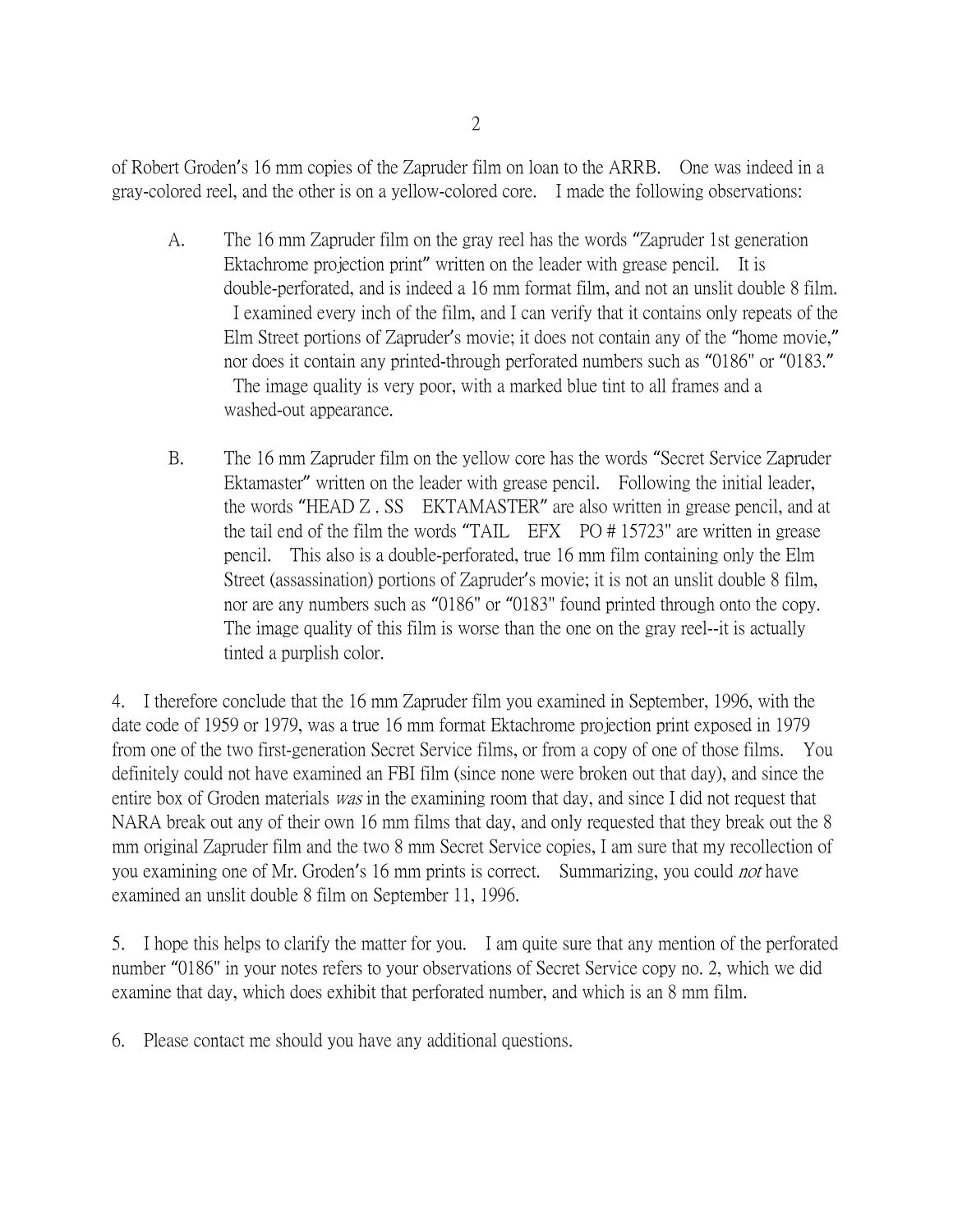of Robert Groden's 16 mm copies of the Zapruder film on loan to the ARRB. One was indeed in a gray-colored reel, and the other is on a yellow-colored core. I made the following observations:

A. The 16 mm Zapruder film on the gray reel has the words "Zapruder 1st generation Ektachrome projection print" written on the leader with grease pencil. It is double-perforated, and is indeed a 16 mm format film, and not an unslit double 8 film. I examined every inch of the film, and I can verify that it contains only repeats of the Elm Street portions of Zapruder's movie; it does not contain any of the "home movie," nor does it contain any printed-through perforated numbers such as "0186" or "0183." The image quality is very poor, with a marked blue tint to all frames and a washed-out appearance.

B. The 16 mm Zapruder film on the yellow core has the words "Secret Service Zapruder Ektamaster" written on the leader with grease pencil. Following the initial leader, the words "HEAD Z . SS EKTAMASTER" are also written in grease pencil, and at the tail end of the film the words "TAIL EFX PO # 15723" are written in grease pencil. This also is a double-perforated, true 16 mm film containing only the Elm Street (assassination) portions of Zapruder's movie; it is not an unslit double 8 film, nor are any numbers such as "0186" or "0183" found printed through onto the copy. The image quality of this film is worse than the one on the gray reel--it is actually tinted a purplish color.

4. I therefore conclude that the 16 mm Zapruder film you examined in September, 1996, with the date code of 1959 or 1979, was a true 16 mm format Ektachrome projection print exposed in 1979 from one of the two first-generation Secret Service films, or from a copy of one of those films. You definitely could not have examined an FBI film (since none were broken out that day), and since the entire box of Groden materials *was* in the examining room that day, and since I did not request that NARA break out any of their own 16 mm films that day, and only requested that they break out the 8 mm original Zapruder film and the two 8 mm Secret Service copies, I am sure that my recollection of you examining one of Mr. Groden's 16 mm prints is correct. Summarizing, you could *not* have examined an unslit double 8 film on September 11, 1996.

5. I hope this helps to clarify the matter for you. I am quite sure that any mention of the perforated number "0186" in your notes refers to your observations of Secret Service copy no. 2, which we did examine that day, which does exhibit that perforated number, and which is an 8 mm film.

6. Please contact me should you have any additional questions.